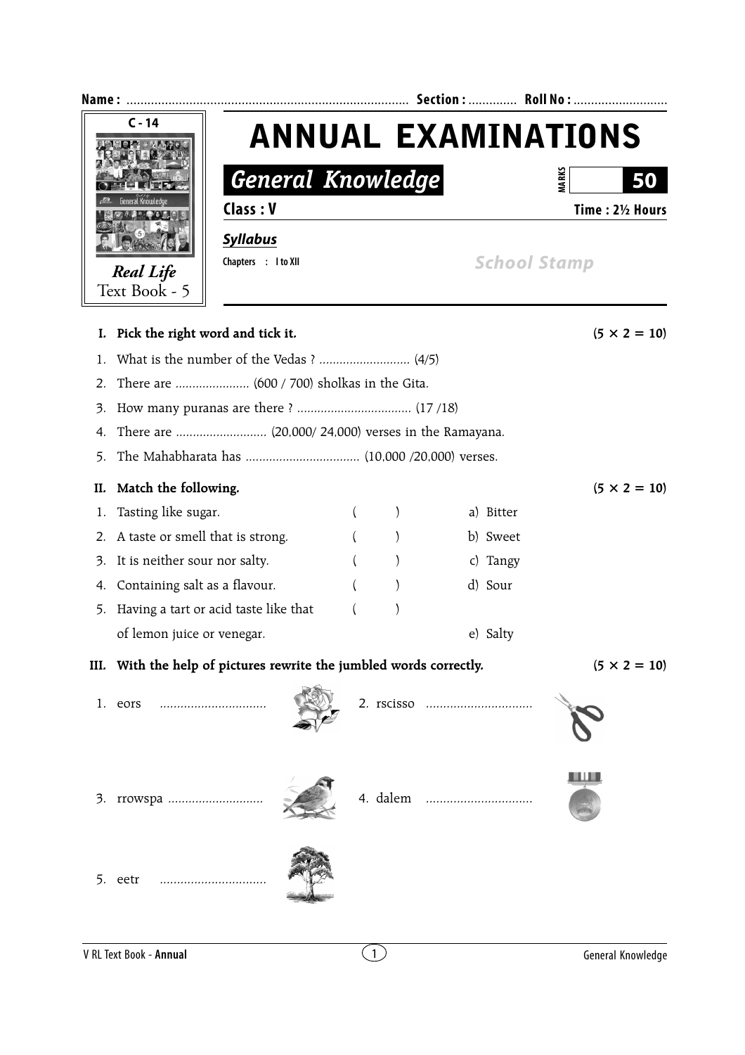Name : ................................................................................ Section : ............. Roll No : ...........................

C - 14

*Real Life*
Text Book - 5

# ANNUAL EXAMINATIONS

## General Knowledge

MARKS 50

**Class : V** **Time : 2½ Hours**

***Syllabus***

**Chapters : I to XII**

School Stamp

**I. Pick the right word and tick it.** **(5 × 2 = 10)**

1. What is the number of the Vedas ? .......................... (4/5)
2. There are ...................... (600 / 700) sholkas in the Gita.
3. How many puranas are there ? ................................. (17 /18)
4. There are .......................... (20,000/ 24,000) verses in the Ramayana.
5. The Mahabharata has ................................. (10,000 /20,000) verses.

**II. Match the following.** **(5 × 2 = 10)**

| | | |
|---|---|---|
| 1. Tasting like sugar. | ( ) | a) Bitter |
| 2. A taste or smell that is strong. | ( ) | b) Sweet |
| 3. It is neither sour nor salty. | ( ) | c) Tangy |
| 4. Containing salt as a flavour. | ( ) | d) Sour |
| 5. Having a tart or acid taste like that of lemon juice or venegar. | ( ) | e) Salty |

**III. With the help of pictures rewrite the jumbled words correctly.** **(5 × 2 = 10)**

1. eors ..............................
2. rscisso ..............................
3. rrowspa ...........................
4. dalem ..............................
5. eetr ..............................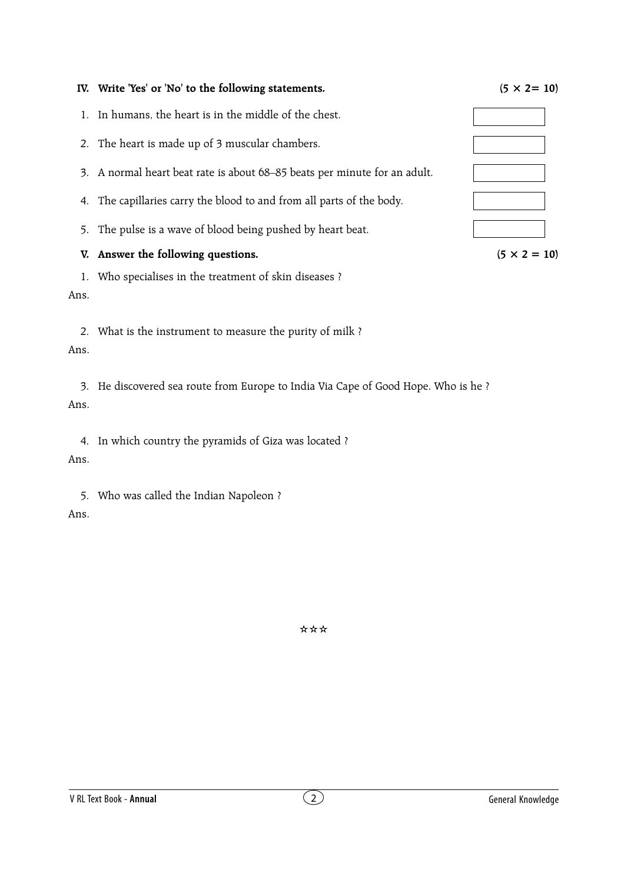**IV. Write 'Yes' or 'No' to the following statements.** **(5 × 2= 10)**

1. In humans, the heart is in the middle of the chest.
2. The heart is made up of 3 muscular chambers.
3. A normal heart beat rate is about 68–85 beats per minute for an adult.
4. The capillaries carry the blood to and from all parts of the body.
5. The pulse is a wave of blood being pushed by heart beat.

**V. Answer the following questions.** **(5 × 2 = 10)**

1. Who specialises in the treatment of skin diseases ?

Ans.

2. What is the instrument to measure the purity of milk ?

Ans.

3. He discovered sea route from Europe to India Via Cape of Good Hope. Who is he ?

Ans.

4. In which country the pyramids of Giza was located ?

Ans.

5. Who was called the Indian Napoleon ?

Ans.

☆☆☆